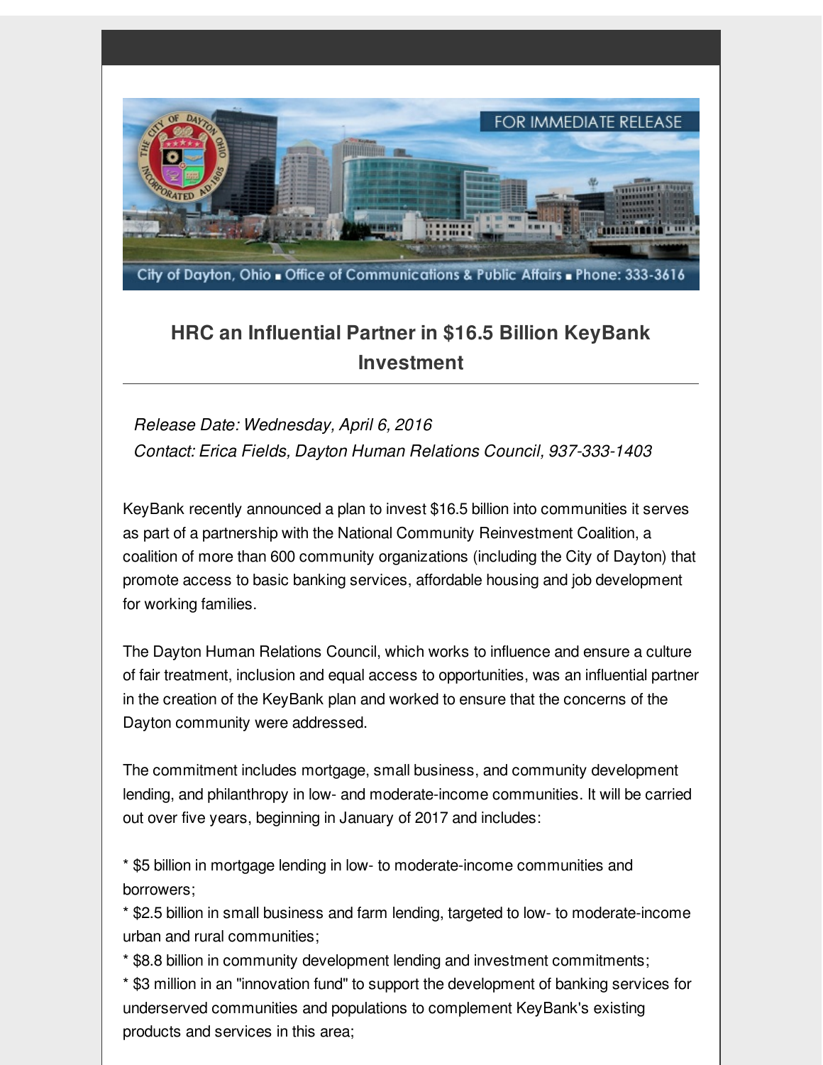FOR IMMEDIATE RELEASE

City of Dayton, Ohio ▪ Office of Communications & Public Affairs ▪ Phone: 333-3616

## HRC an Influential Partner in $16.5 Billion KeyBank Investment

*Release Date: Wednesday, April 6, 2016*
*Contact: Erica Fields, Dayton Human Relations Council, 937-333-1403*

KeyBank recently announced a plan to invest $16.5 billion into communities it serves as part of a partnership with the National Community Reinvestment Coalition, a coalition of more than 600 community organizations (including the City of Dayton) that promote access to basic banking services, affordable housing and job development for working families.

The Dayton Human Relations Council, which works to influence and ensure a culture of fair treatment, inclusion and equal access to opportunities, was an influential partner in the creation of the KeyBank plan and worked to ensure that the concerns of the Dayton community were addressed.

The commitment includes mortgage, small business, and community development lending, and philanthropy in low- and moderate-income communities. It will be carried out over five years, beginning in January of 2017 and includes:

* $5 billion in mortgage lending in low- to moderate-income communities and borrowers;
* $2.5 billion in small business and farm lending, targeted to low- to moderate-income urban and rural communities;
* $8.8 billion in community development lending and investment commitments;
* $3 million in an "innovation fund" to support the development of banking services for underserved communities and populations to complement KeyBank's existing products and services in this area;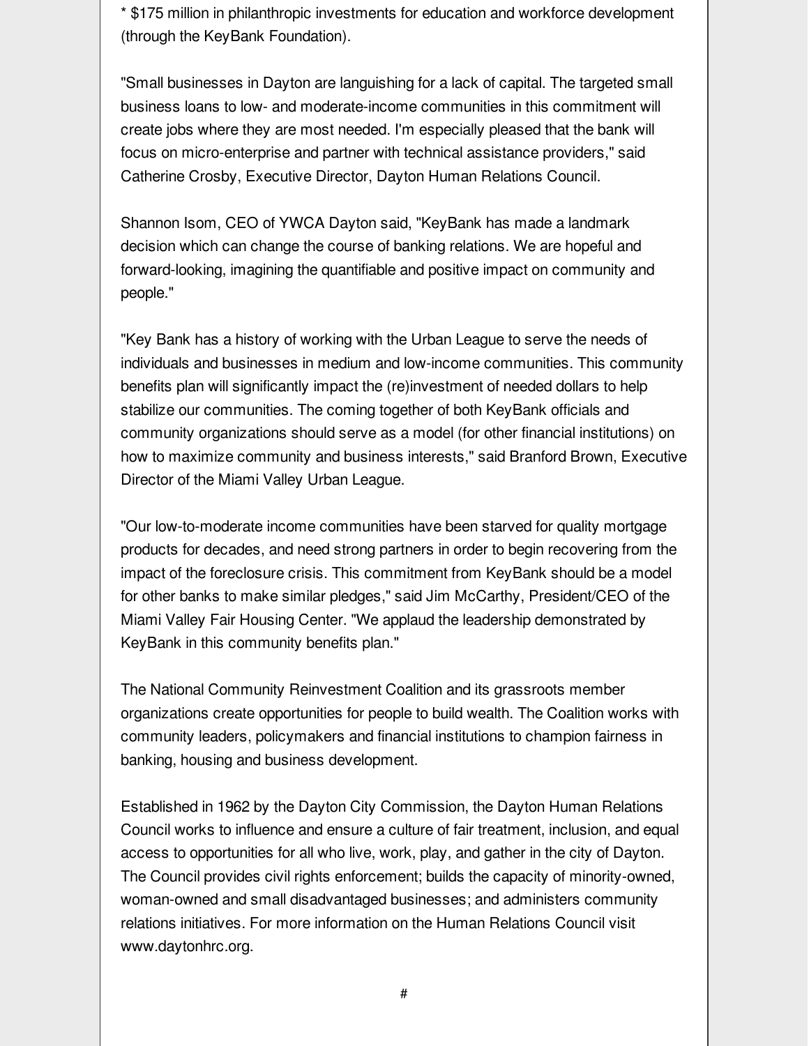* $175 million in philanthropic investments for education and workforce development (through the KeyBank Foundation).

"Small businesses in Dayton are languishing for a lack of capital. The targeted small business loans to low- and moderate-income communities in this commitment will create jobs where they are most needed. I'm especially pleased that the bank will focus on micro-enterprise and partner with technical assistance providers," said Catherine Crosby, Executive Director, Dayton Human Relations Council.

Shannon Isom, CEO of YWCA Dayton said, "KeyBank has made a landmark decision which can change the course of banking relations. We are hopeful and forward-looking, imagining the quantifiable and positive impact on community and people."

"Key Bank has a history of working with the Urban League to serve the needs of individuals and businesses in medium and low-income communities. This community benefits plan will significantly impact the (re)investment of needed dollars to help stabilize our communities. The coming together of both KeyBank officials and community organizations should serve as a model (for other financial institutions) on how to maximize community and business interests," said Branford Brown, Executive Director of the Miami Valley Urban League.

"Our low-to-moderate income communities have been starved for quality mortgage products for decades, and need strong partners in order to begin recovering from the impact of the foreclosure crisis. This commitment from KeyBank should be a model for other banks to make similar pledges," said Jim McCarthy, President/CEO of the Miami Valley Fair Housing Center. "We applaud the leadership demonstrated by KeyBank in this community benefits plan."

The National Community Reinvestment Coalition and its grassroots member organizations create opportunities for people to build wealth. The Coalition works with community leaders, policymakers and financial institutions to champion fairness in banking, housing and business development.

Established in 1962 by the Dayton City Commission, the Dayton Human Relations Council works to influence and ensure a culture of fair treatment, inclusion, and equal access to opportunities for all who live, work, play, and gather in the city of Dayton. The Council provides civil rights enforcement; builds the capacity of minority-owned, woman-owned and small disadvantaged businesses; and administers community relations initiatives. For more information on the Human Relations Council visit www.daytonhrc.org.

#